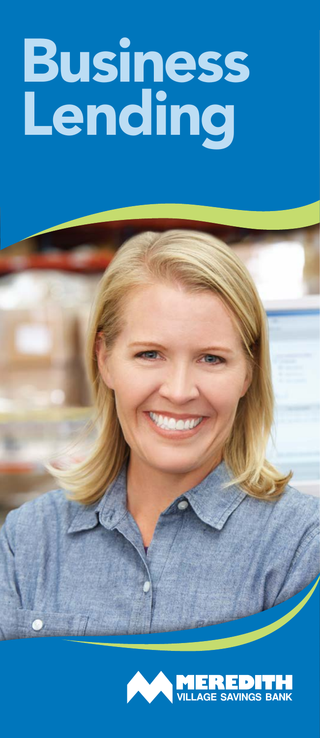# Business Lending

MEREDITH VILLAGE SAVINGS BANK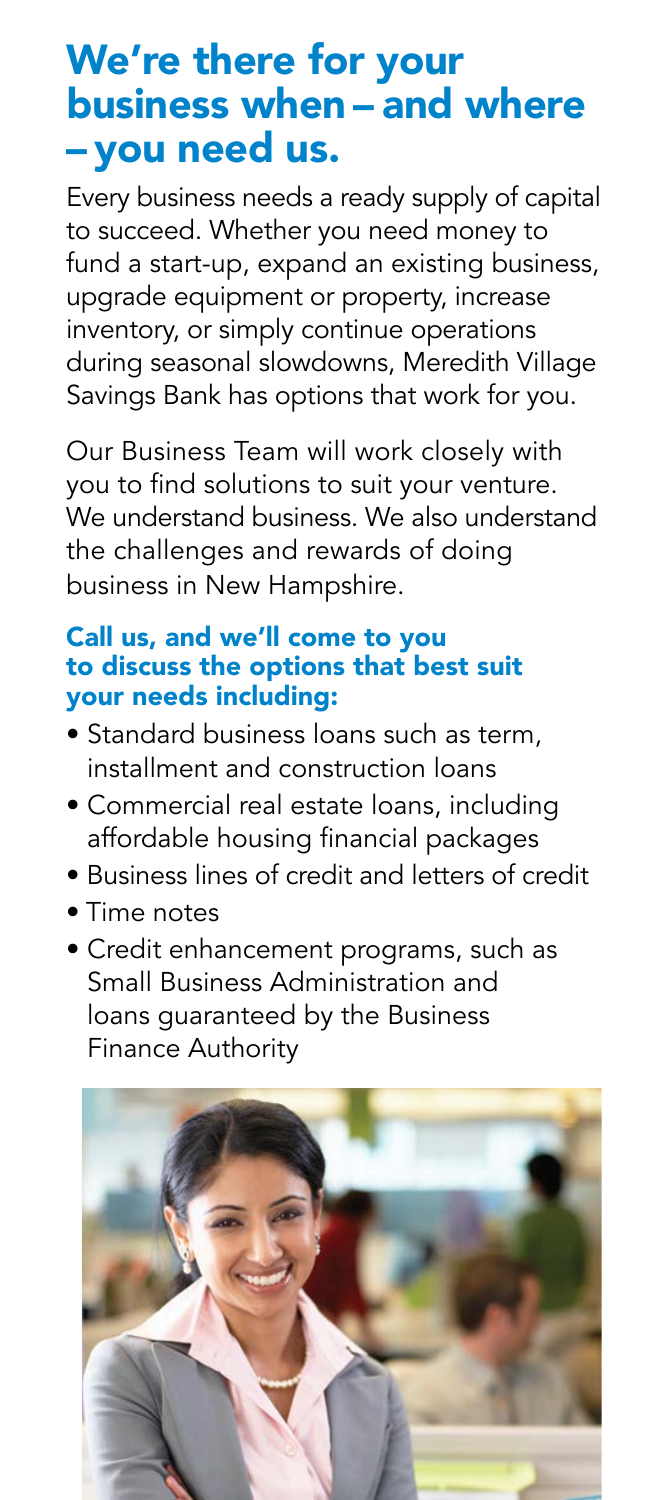# We're there for your business when – and where – you need us.

Every business needs a ready supply of capital to succeed. Whether you need money to fund a start-up, expand an existing business, upgrade equipment or property, increase inventory, or simply continue operations during seasonal slowdowns, Meredith Village Savings Bank has options that work for you.

Our Business Team will work closely with you to find solutions to suit your venture. We understand business. We also understand the challenges and rewards of doing business in New Hampshire.

**Call us, and we'll come to you to discuss the options that best suit your needs including:**

- Standard business loans such as term, installment and construction loans
- Commercial real estate loans, including affordable housing financial packages
- Business lines of credit and letters of credit
- Time notes
- Credit enhancement programs, such as Small Business Administration and loans guaranteed by the Business Finance Authority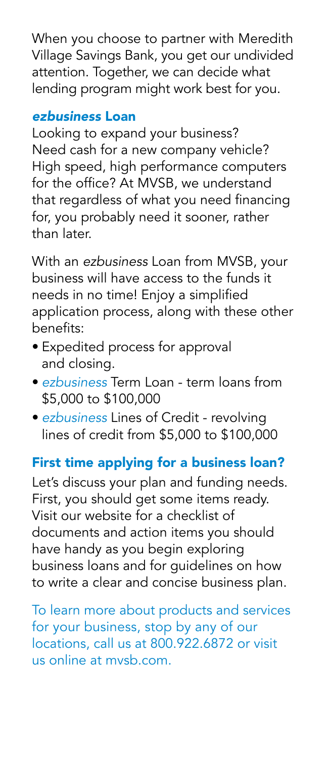When you choose to partner with Meredith Village Savings Bank, you get our undivided attention. Together, we can decide what lending program might work best for you.

## *ezbusiness* Loan

Looking to expand your business? Need cash for a new company vehicle? High speed, high performance computers for the office? At MVSB, we understand that regardless of what you need financing for, you probably need it sooner, rather than later.

With an *ezbusiness* Loan from MVSB, your business will have access to the funds it needs in no time! Enjoy a simplified application process, along with these other benefits:

- Expedited process for approval and closing.
- *ezbusiness* Term Loan - term loans from $5,000 to $100,000
- *ezbusiness* Lines of Credit - revolving lines of credit from $5,000 to $100,000

## First time applying for a business loan?

Let's discuss your plan and funding needs. First, you should get some items ready. Visit our website for a checklist of documents and action items you should have handy as you begin exploring business loans and for guidelines on how to write a clear and concise business plan.

To learn more about products and services for your business, stop by any of our locations, call us at 800.922.6872 or visit us online at mvsb.com.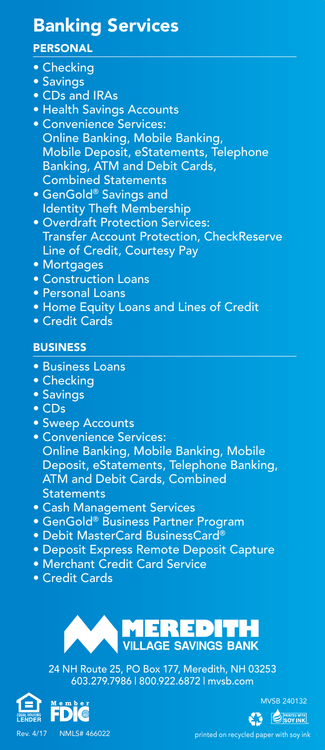# Banking Services

## PERSONAL

- Checking
- Savings
- CDs and IRAs
- Health Savings Accounts
- Convenience Services: Online Banking, Mobile Banking, Mobile Deposit, eStatements, Telephone Banking, ATM and Debit Cards, Combined Statements
- GenGold® Savings and Identity Theft Membership
- Overdraft Protection Services: Transfer Account Protection, CheckReserve Line of Credit, Courtesy Pay
- Mortgages
- Construction Loans
- Personal Loans
- Home Equity Loans and Lines of Credit
- Credit Cards

## BUSINESS

- Business Loans
- Checking
- Savings
- CDs
- Sweep Accounts
- Convenience Services: Online Banking, Mobile Banking, Mobile Deposit, eStatements, Telephone Banking, ATM and Debit Cards, Combined Statements
- Cash Management Services
- GenGold® Business Partner Program
- Debit MasterCard BusinessCard®
- Deposit Express Remote Deposit Capture
- Merchant Credit Card Service
- Credit Cards

MEREDITH VILLAGE SAVINGS BANK

24 NH Route 25, PO Box 177, Meredith, NH 03253
603.279.7986 | 800.922.6872 | mvsb.com

EQUAL HOUSING LENDER

Member FDIC

MVSB 240132

PRINTED WITH SOY INK

Rev. 4/17 NMLS# 466022

printed on recycled paper with soy ink